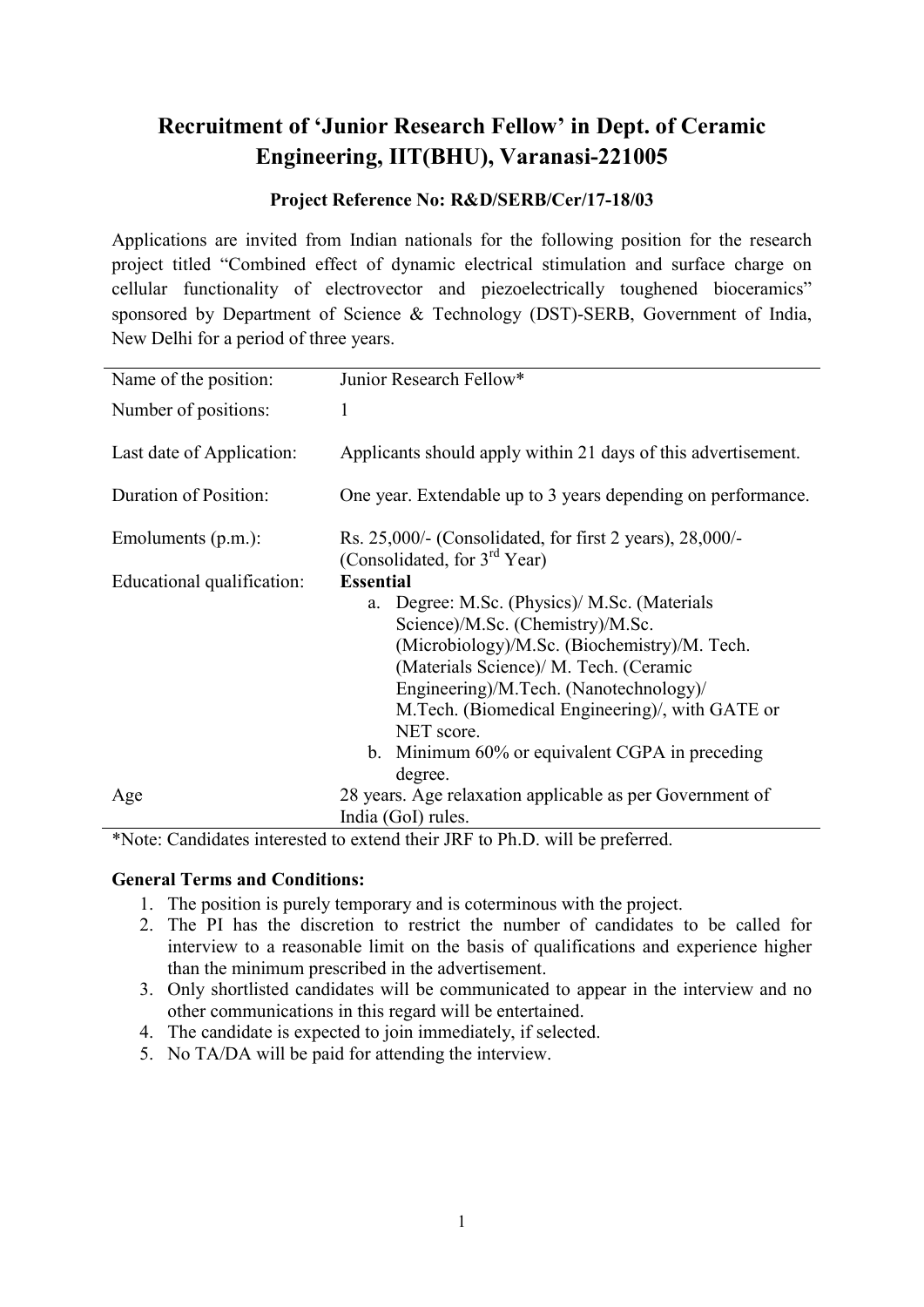# Recruitment of 'Junior Research Fellow' in Dept. of Ceramic Engineering, IIT(BHU), Varanasi-221005

**Project Reference No: R&D/SERB/Cer/17-18/03**

Applications are invited from Indian nationals for the following position for the research project titled "Combined effect of dynamic electrical stimulation and surface charge on cellular functionality of electrovector and piezoelectrically toughened bioceramics" sponsored by Department of Science & Technology (DST)-SERB, Government of India, New Delhi for a period of three years.

| | |
|---|---|
| Name of the position: | Junior Research Fellow* |
| Number of positions: | 1 |
| Last date of Application: | Applicants should apply within 21 days of this advertisement. |
| Duration of Position: | One year. Extendable up to 3 years depending on performance. |
| Emoluments (p.m.): | Rs. 25,000/- (Consolidated, for first 2 years), 28,000/- (Consolidated, for 3rd Year) |
| Educational qualification: | **Essential**<br>a. Degree: M.Sc. (Physics)/ M.Sc. (Materials Science)/M.Sc. (Chemistry)/M.Sc. (Microbiology)/M.Sc. (Biochemistry)/M. Tech. (Materials Science)/ M. Tech. (Ceramic Engineering)/M.Tech. (Nanotechnology)/ M.Tech. (Biomedical Engineering)/, with GATE or NET score.<br>b. Minimum 60% or equivalent CGPA in preceding degree. |
| Age | 28 years. Age relaxation applicable as per Government of India (GoI) rules. |

*Note: Candidates interested to extend their JRF to Ph.D. will be preferred.

**General Terms and Conditions:**

1. The position is purely temporary and is coterminous with the project.
2. The PI has the discretion to restrict the number of candidates to be called for interview to a reasonable limit on the basis of qualifications and experience higher than the minimum prescribed in the advertisement.
3. Only shortlisted candidates will be communicated to appear in the interview and no other communications in this regard will be entertained.
4. The candidate is expected to join immediately, if selected.
5. No TA/DA will be paid for attending the interview.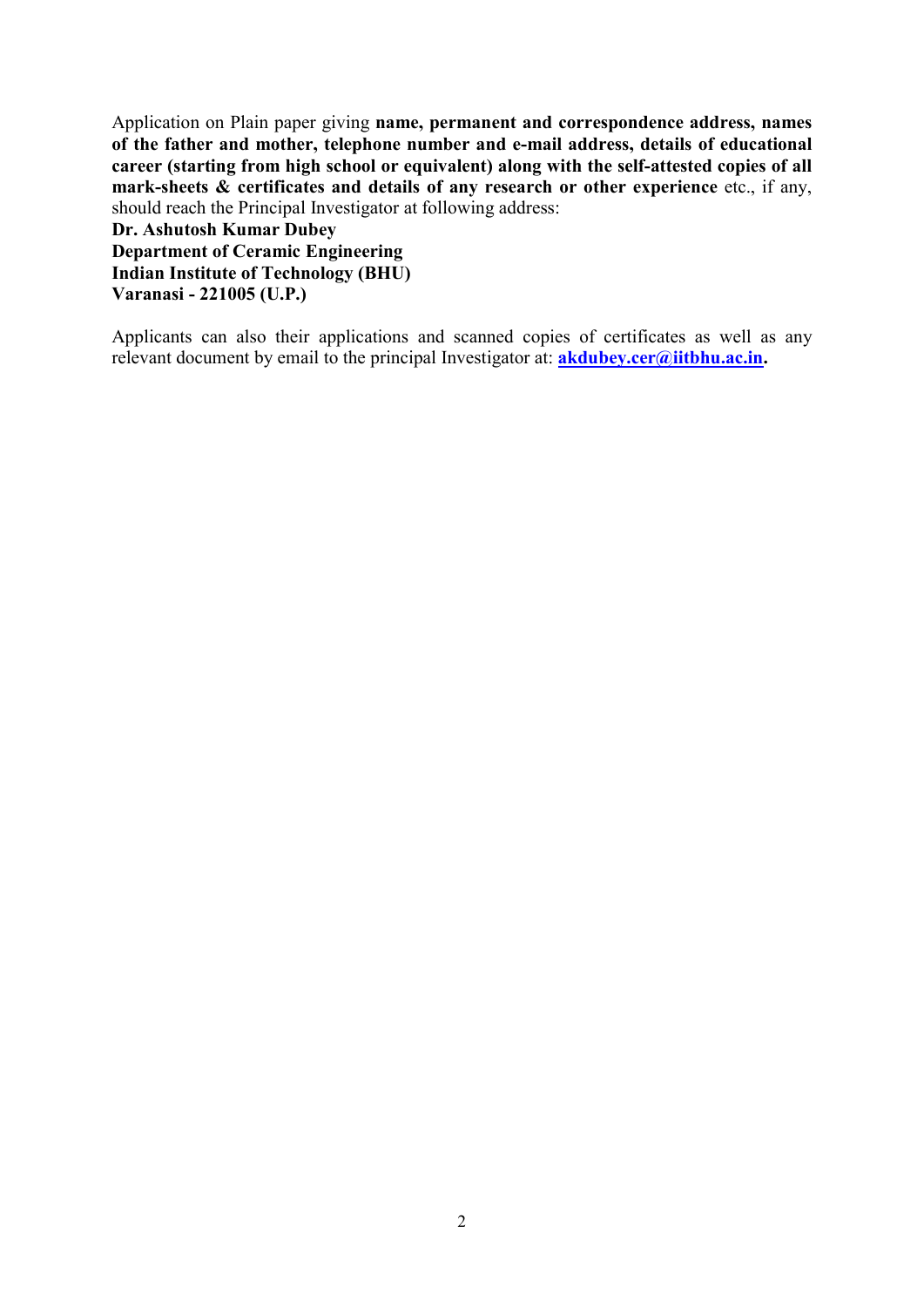Application on Plain paper giving **name, permanent and correspondence address, names of the father and mother, telephone number and e-mail address, details of educational career (starting from high school or equivalent) along with the self-attested copies of all mark-sheets & certificates and details of any research or other experience** etc., if any, should reach the Principal Investigator at following address:

**Dr. Ashutosh Kumar Dubey**
**Department of Ceramic Engineering**
**Indian Institute of Technology (BHU)**
**Varanasi - 221005 (U.P.)**

Applicants can also their applications and scanned copies of certificates as well as any relevant document by email to the principal Investigator at: **akdubey.cer@iitbhu.ac.in.**